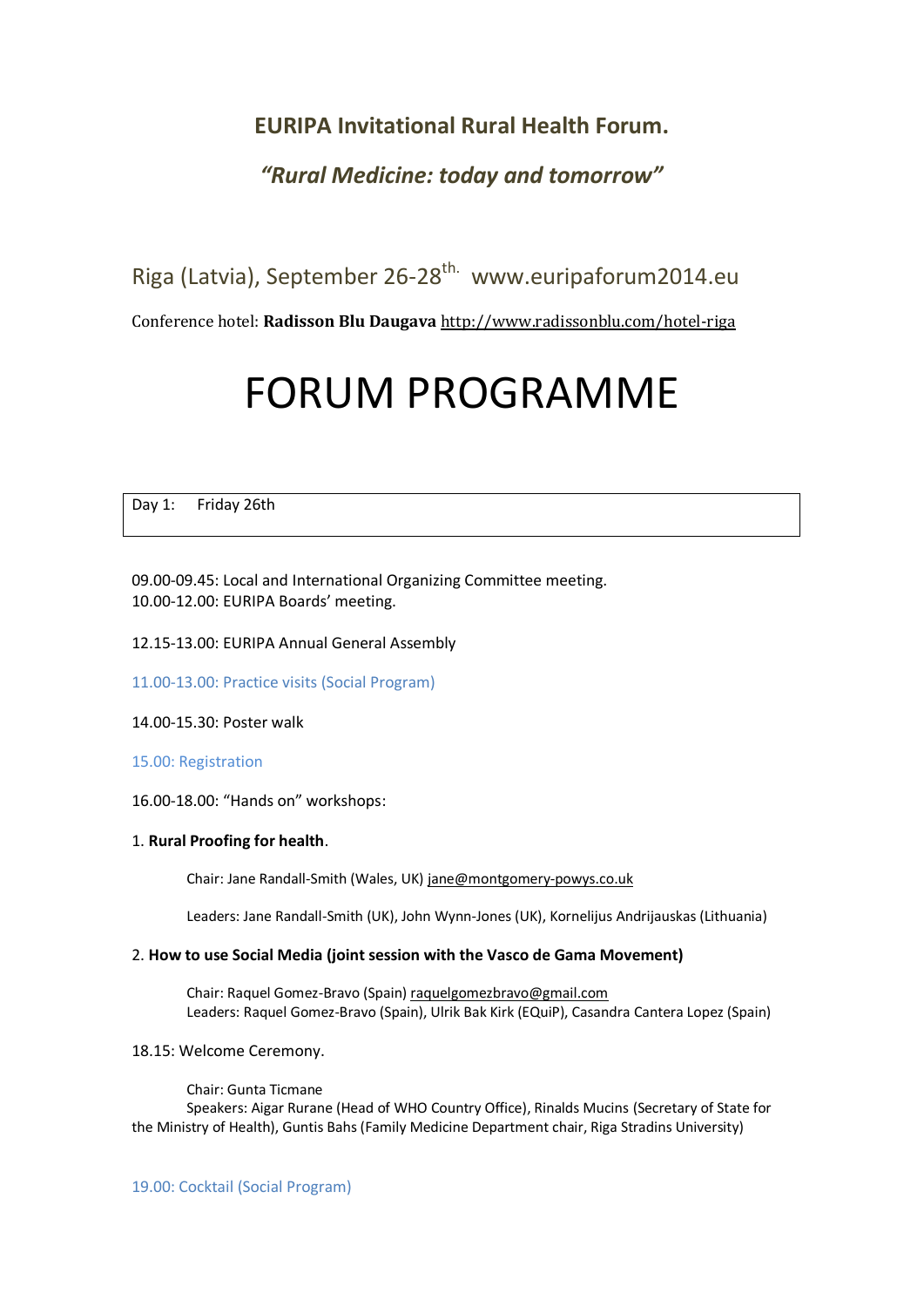## EURIPA Invitational Rural Health Forum.

### *"Rural Medicine: today and tomorrow"*

Riga (Latvia), September 26-28th. www.euripaforum2014.eu

Conference hotel: **Radisson Blu Daugava** http://www.radissonblu.com/hotel-riga

# FORUM PROGRAMME

| Day 1: Friday 26th |
|---|

09.00-09.45: Local and International Organizing Committee meeting.
10.00-12.00: EURIPA Boards' meeting.

12.15-13.00: EURIPA Annual General Assembly

11.00-13.00: Practice visits (Social Program)

14.00-15.30: Poster walk

15.00: Registration

16.00-18.00: "Hands on" workshops:

1. **Rural Proofing for health**.

    Chair: Jane Randall-Smith (Wales, UK) jane@montgomery-powys.co.uk

    Leaders: Jane Randall-Smith (UK), John Wynn-Jones (UK), Kornelijus Andrijauskas (Lithuania)

2. **How to use Social Media (joint session with the Vasco de Gama Movement)**

    Chair: Raquel Gomez-Bravo (Spain) raquelgomezbravo@gmail.com
    Leaders: Raquel Gomez-Bravo (Spain), Ulrik Bak Kirk (EQuiP), Casandra Cantera Lopez (Spain)

18.15: Welcome Ceremony.

Chair: Gunta Ticmane
Speakers: Aigar Rurane (Head of WHO Country Office), Rinalds Mucins (Secretary of State for the Ministry of Health), Guntis Bahs (Family Medicine Department chair, Riga Stradins University)

19.00: Cocktail (Social Program)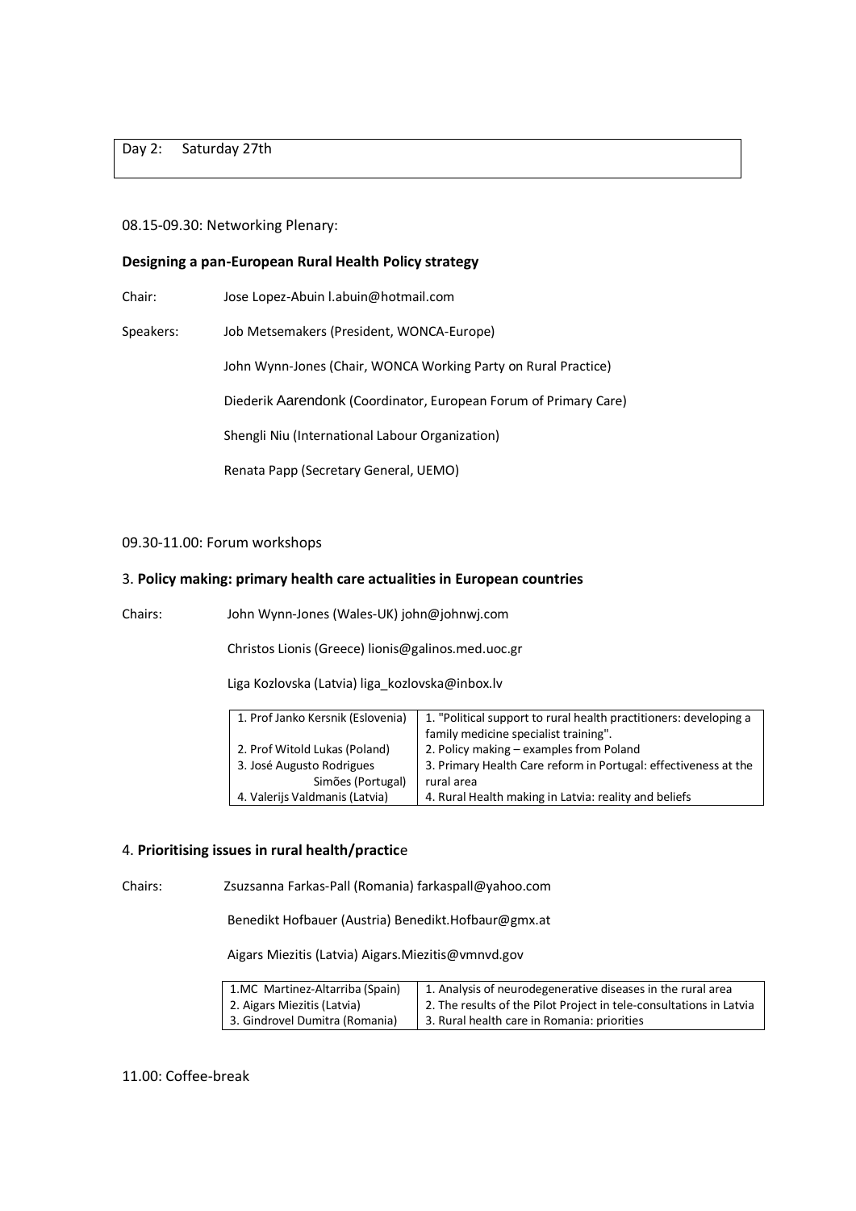Day 2: Saturday 27th

08.15-09.30: Networking Plenary:

**Designing a pan-European Rural Health Policy strategy**

Chair: Jose Lopez-Abuin l.abuin@hotmail.com

Speakers: Job Metsemakers (President, WONCA-Europe)

John Wynn-Jones (Chair, WONCA Working Party on Rural Practice)

Diederik Aarendonk (Coordinator, European Forum of Primary Care)

Shengli Niu (International Labour Organization)

Renata Papp (Secretary General, UEMO)

09.30-11.00: Forum workshops

3. **Policy making: primary health care actualities in European countries**

Chairs: John Wynn-Jones (Wales-UK) john@johnwj.com

Christos Lionis (Greece) lionis@galinos.med.uoc.gr

Liga Kozlovska (Latvia) liga_kozlovska@inbox.lv

| | |
|---|---|
| 1. Prof Janko Kersnik (Eslovenia) | 1. "Political support to rural health practitioners: developing a family medicine specialist training". |
| 2. Prof Witold Lukas (Poland) | 2. Policy making – examples from Poland |
| 3. José Augusto Rodrigues Simões (Portugal) | 3. Primary Health Care reform in Portugal: effectiveness at the rural area |
| 4. Valerijs Valdmanis (Latvia) | 4. Rural Health making in Latvia: reality and beliefs |

4. **Prioritising issues in rural health/practic**e

Chairs: Zsuzsanna Farkas-Pall (Romania) farkaspall@yahoo.com

Benedikt Hofbauer (Austria) Benedikt.Hofbaur@gmx.at

Aigars Miezitis (Latvia) Aigars.Miezitis@vmnvd.gov

| | |
|---|---|
| 1.MC Martinez-Altarriba (Spain) | 1. Analysis of neurodegenerative diseases in the rural area |
| 2. Aigars Miezitis (Latvia) | 2. The results of the Pilot Project in tele-consultations in Latvia |
| 3. Gindrovel Dumitra (Romania) | 3. Rural health care in Romania: priorities |

11.00: Coffee-break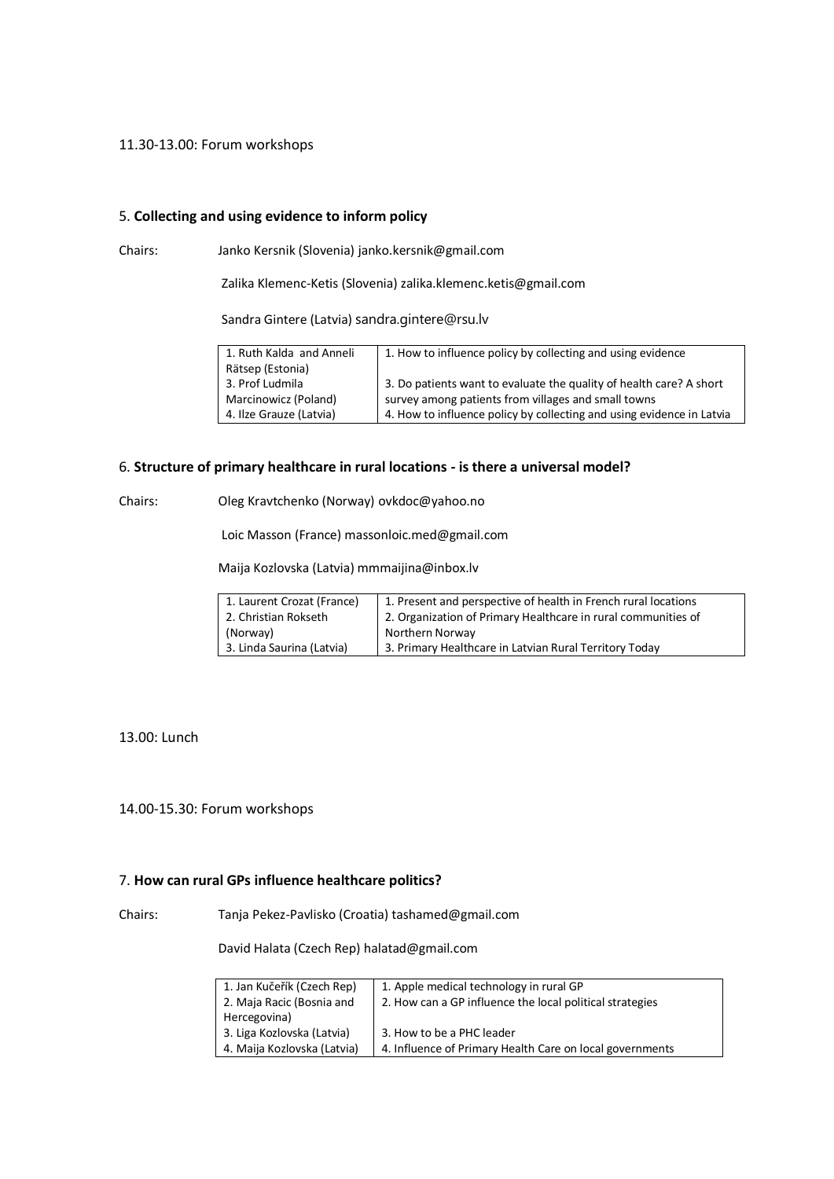11.30-13.00: Forum workshops

5. **Collecting and using evidence to inform policy**

Chairs: Janko Kersnik (Slovenia) janko.kersnik@gmail.com

Zalika Klemenc-Ketis (Slovenia) zalika.klemenc.ketis@gmail.com

Sandra Gintere (Latvia) sandra.gintere@rsu.lv

| | |
|---|---|
| 1. Ruth Kalda and Anneli Rätsep (Estonia) | 1. How to influence policy by collecting and using evidence |
| 3. Prof Ludmila Marcinowicz (Poland) | 3. Do patients want to evaluate the quality of health care? A short survey among patients from villages and small towns |
| 4. Ilze Grauze (Latvia) | 4. How to influence policy by collecting and using evidence in Latvia |

6. **Structure of primary healthcare in rural locations - is there a universal model?**

Chairs: Oleg Kravtchenko (Norway) ovkdoc@yahoo.no

Loic Masson (France) massonloic.med@gmail.com

Maija Kozlovska (Latvia) mmmaijina@inbox.lv

| | |
|---|---|
| 1. Laurent Crozat (France) | 1. Present and perspective of health in French rural locations |
| 2. Christian Rokseth (Norway) | 2. Organization of Primary Healthcare in rural communities of Northern Norway |
| 3. Linda Saurina (Latvia) | 3. Primary Healthcare in Latvian Rural Territory Today |

13.00: Lunch

14.00-15.30: Forum workshops

7. **How can rural GPs influence healthcare politics?**

Chairs: Tanja Pekez-Pavlisko (Croatia) tashamed@gmail.com

David Halata (Czech Rep) halatad@gmail.com

| | |
|---|---|
| 1. Jan Kučeřík (Czech Rep) | 1. Apple medical technology in rural GP |
| 2. Maja Racic (Bosnia and Hercegovina) | 2. How can a GP influence the local political strategies |
| 3. Liga Kozlovska (Latvia) | 3. How to be a PHC leader |
| 4. Maija Kozlovska (Latvia) | 4. Influence of Primary Health Care on local governments |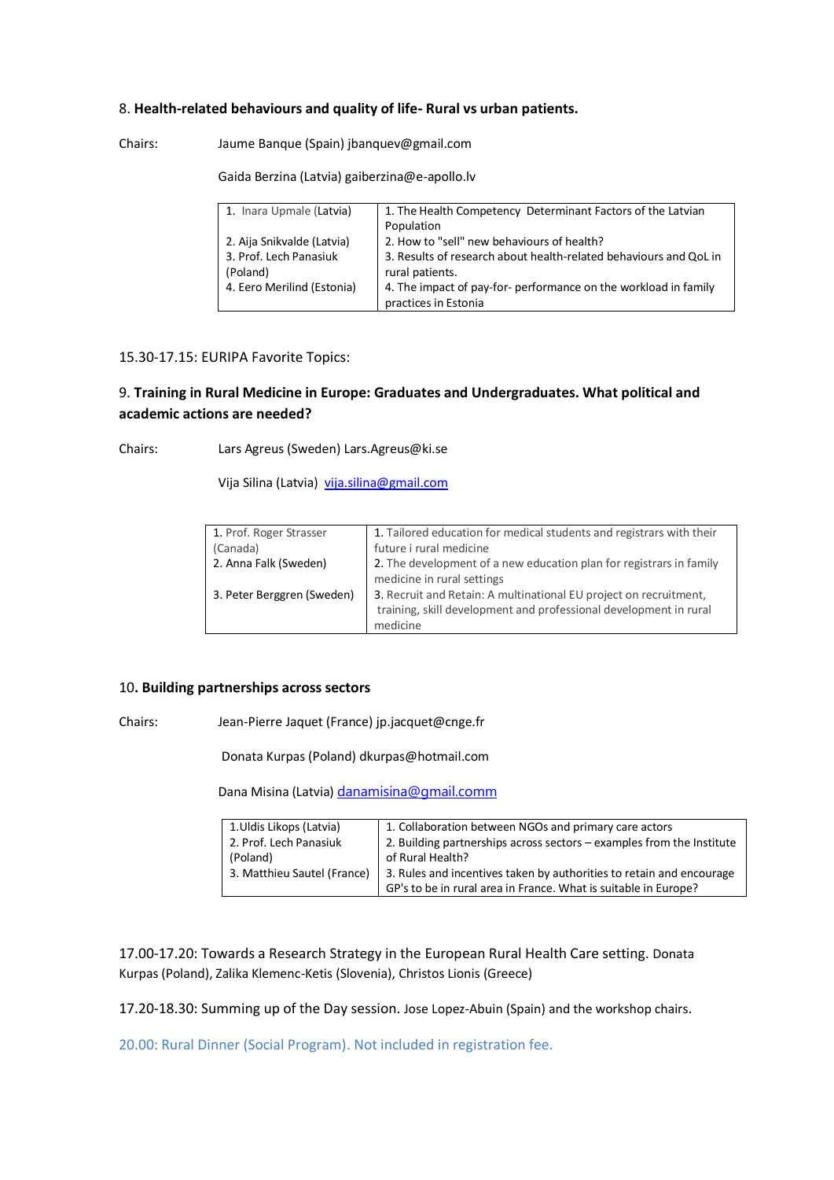8. **Health-related behaviours and quality of life- Rural vs urban patients.**

Chairs: Jaume Banque (Spain) jbanquev@gmail.com

Gaida Berzina (Latvia) gaiberzina@e-apollo.lv

| | |
|---|---|
| 1. Inara Upmale (Latvia) | 1. The Health Competency Determinant Factors of the Latvian Population |
| 2. Aija Snikvalde (Latvia) | 2. How to "sell" new behaviours of health? |
| 3. Prof. Lech Panasiuk (Poland) | 3. Results of research about health-related behaviours and QoL in rural patients. |
| 4. Eero Merilind (Estonia) | 4. The impact of pay-for- performance on the workload in family practices in Estonia |

15.30-17.15: EURIPA Favorite Topics:

9. **Training in Rural Medicine in Europe: Graduates and Undergraduates. What political and academic actions are needed?**

Chairs: Lars Agreus (Sweden) Lars.Agreus@ki.se

Vija Silina (Latvia) vija.silina@gmail.com

| | |
|---|---|
| 1. Prof. Roger Strasser (Canada) | 1. Tailored education for medical students and registrars with their future i rural medicine |
| 2. Anna Falk (Sweden) | 2. The development of a new education plan for registrars in family medicine in rural settings |
| 3. Peter Berggren (Sweden) | 3. Recruit and Retain: A multinational EU project on recruitment, training, skill development and professional development in rural medicine |

10**. Building partnerships across sectors**

Chairs: Jean-Pierre Jaquet (France) jp.jacquet@cnge.fr

Donata Kurpas (Poland) dkurpas@hotmail.com

Dana Misina (Latvia) danamisina@gmail.comm

| | |
|---|---|
| 1.Uldis Likops (Latvia) | 1. Collaboration between NGOs and primary care actors |
| 2. Prof. Lech Panasiuk (Poland) | 2. Building partnerships across sectors – examples from the Institute of Rural Health? |
| 3. Matthieu Sautel (France) | 3. Rules and incentives taken by authorities to retain and encourage GP's to be in rural area in France. What is suitable in Europe? |

17.00-17.20: Towards a Research Strategy in the European Rural Health Care setting. Donata Kurpas (Poland), Zalika Klemenc-Ketis (Slovenia), Christos Lionis (Greece)

17.20-18.30: Summing up of the Day session. Jose Lopez-Abuin (Spain) and the workshop chairs.

20.00: Rural Dinner (Social Program). Not included in registration fee.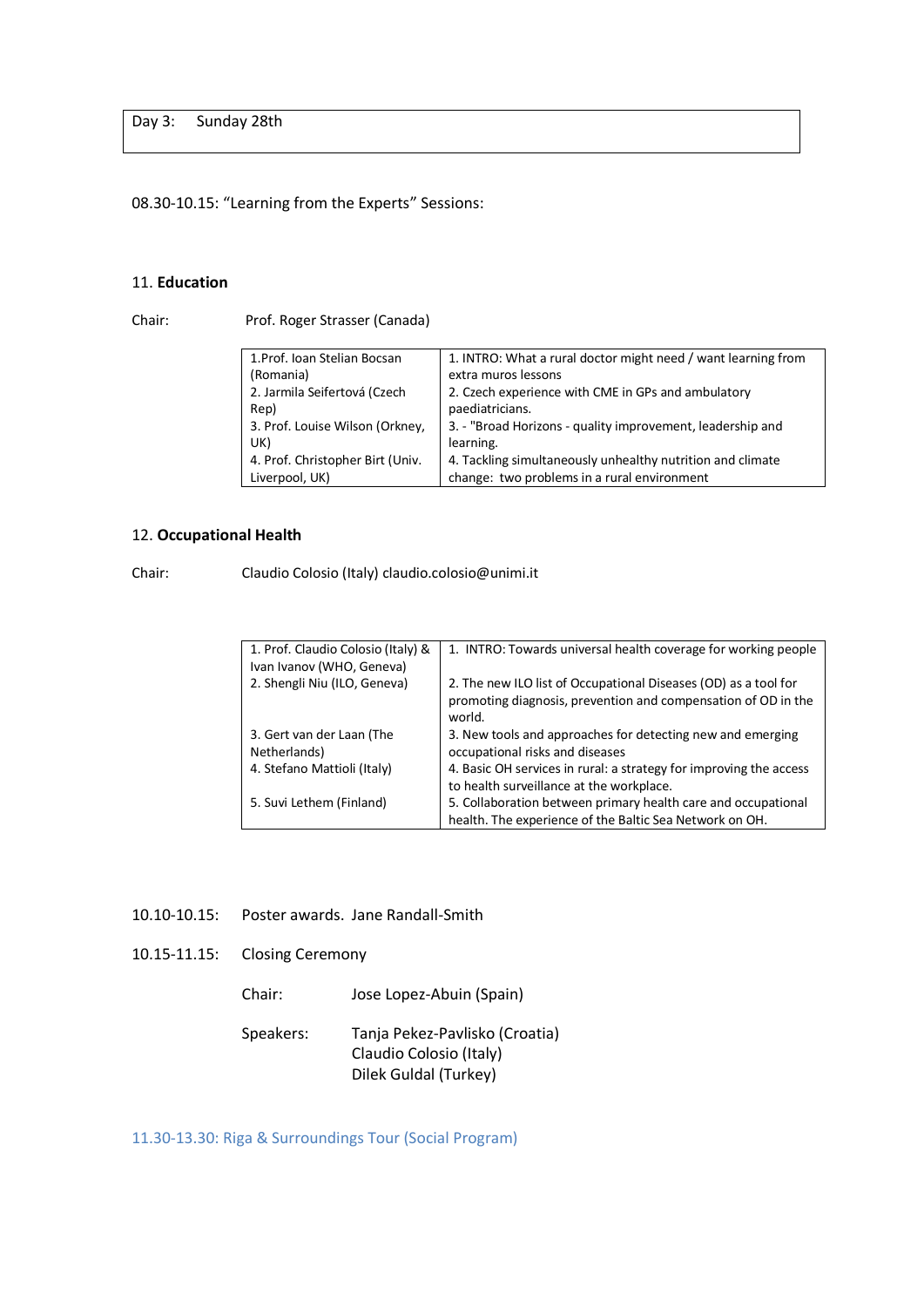Day 3: Sunday 28th

08.30-10.15: "Learning from the Experts" Sessions:

### 11. **Education**

Chair: Prof. Roger Strasser (Canada)

| | |
|---|---|
| 1.Prof. Ioan Stelian Bocsan (Romania)<br>2. Jarmila Seifertová (Czech Rep)<br>3. Prof. Louise Wilson (Orkney, UK)<br>4. Prof. Christopher Birt (Univ. Liverpool, UK) | 1. INTRO: What a rural doctor might need / want learning from extra muros lessons<br>2. Czech experience with CME in GPs and ambulatory paediatricians.<br>3. - "Broad Horizons - quality improvement, leadership and learning.<br>4. Tackling simultaneously unhealthy nutrition and climate change: two problems in a rural environment |

### 12. **Occupational Health**

Chair: Claudio Colosio (Italy) claudio.colosio@unimi.it

| | |
|---|---|
| 1. Prof. Claudio Colosio (Italy) & Ivan Ivanov (WHO, Geneva)<br>2. Shengli Niu (ILO, Geneva)<br><br>3. Gert van der Laan (The Netherlands)<br>4. Stefano Mattioli (Italy)<br><br>5. Suvi Lethem (Finland) | 1. INTRO: Towards universal health coverage for working people<br><br>2. The new ILO list of Occupational Diseases (OD) as a tool for promoting diagnosis, prevention and compensation of OD in the world.<br>3. New tools and approaches for detecting new and emerging occupational risks and diseases<br>4. Basic OH services in rural: a strategy for improving the access to health surveillance at the workplace.<br>5. Collaboration between primary health care and occupational health. The experience of the Baltic Sea Network on OH. |

10.10-10.15: Poster awards. Jane Randall-Smith

10.15-11.15: Closing Ceremony

Chair: Jose Lopez-Abuin (Spain)

Speakers: Tanja Pekez-Pavlisko (Croatia)
Claudio Colosio (Italy)
Dilek Guldal (Turkey)

11.30-13.30: Riga & Surroundings Tour (Social Program)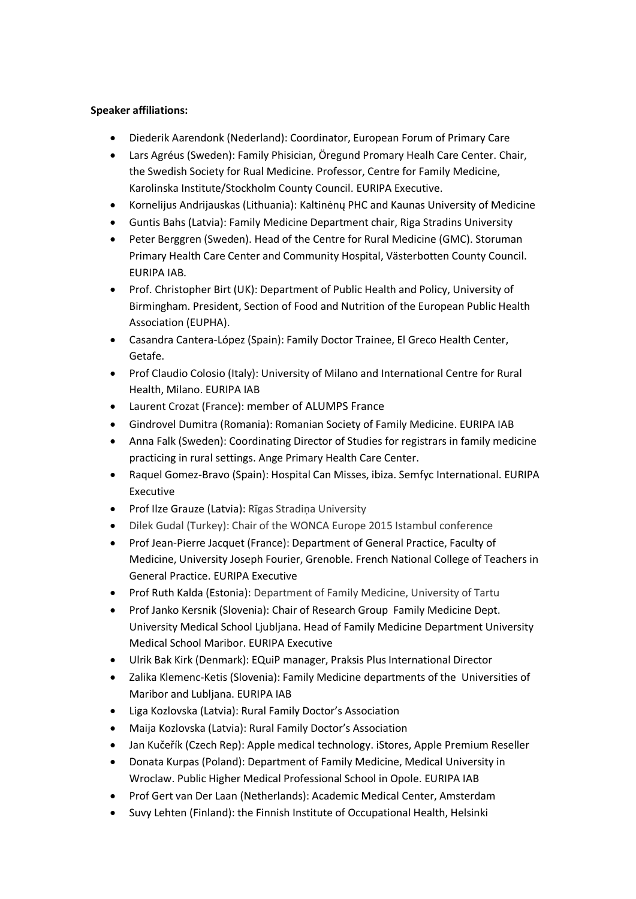**Speaker affiliations:**

- Diederik Aarendonk (Nederland): Coordinator, European Forum of Primary Care
- Lars Agréus (Sweden): Family Phisician, Öregund Promary Healh Care Center. Chair, the Swedish Society for Rual Medicine. Professor, Centre for Family Medicine, Karolinska Institute/Stockholm County Council. EURIPA Executive.
- Kornelijus Andrijauskas (Lithuania): Kaltinėnų PHC and Kaunas University of Medicine
- Guntis Bahs (Latvia): Family Medicine Department chair, Riga Stradins University
- Peter Berggren (Sweden). Head of the Centre for Rural Medicine (GMC). Storuman Primary Health Care Center and Community Hospital, Västerbotten County Council. EURIPA IAB.
- Prof. Christopher Birt (UK): Department of Public Health and Policy, University of Birmingham. President, Section of Food and Nutrition of the European Public Health Association (EUPHA).
- Casandra Cantera-López (Spain): Family Doctor Trainee, El Greco Health Center, Getafe.
- Prof Claudio Colosio (Italy): University of Milano and International Centre for Rural Health, Milano. EURIPA IAB
- Laurent Crozat (France): member of ALUMPS France
- Gindrovel Dumitra (Romania): Romanian Society of Family Medicine. EURIPA IAB
- Anna Falk (Sweden): Coordinating Director of Studies for registrars in family medicine practicing in rural settings. Ange Primary Health Care Center.
- Raquel Gomez-Bravo (Spain): Hospital Can Misses, ibiza. Semfyc International. EURIPA Executive
- Prof Ilze Grauze (Latvia): Rīgas Stradiņa University
- Dilek Gudal (Turkey): Chair of the WONCA Europe 2015 Istambul conference
- Prof Jean-Pierre Jacquet (France): Department of General Practice, Faculty of Medicine, University Joseph Fourier, Grenoble. French National College of Teachers in General Practice. EURIPA Executive
- Prof Ruth Kalda (Estonia): Department of Family Medicine, University of Tartu
- Prof Janko Kersnik (Slovenia): Chair of Research Group Family Medicine Dept. University Medical School Ljubljana. Head of Family Medicine Department University Medical School Maribor. EURIPA Executive
- Ulrik Bak Kirk (Denmark): EQuiP manager, Praksis Plus International Director
- Zalika Klemenc-Ketis (Slovenia): Family Medicine departments of the Universities of Maribor and Lubljana. EURIPA IAB
- Liga Kozlovska (Latvia): Rural Family Doctor's Association
- Maija Kozlovska (Latvia): Rural Family Doctor's Association
- Jan Kučeřík (Czech Rep): Apple medical technology. iStores, Apple Premium Reseller
- Donata Kurpas (Poland): Department of Family Medicine, Medical University in Wroclaw. Public Higher Medical Professional School in Opole. EURIPA IAB
- Prof Gert van Der Laan (Netherlands): Academic Medical Center, Amsterdam
- Suvy Lehten (Finland): the Finnish Institute of Occupational Health, Helsinki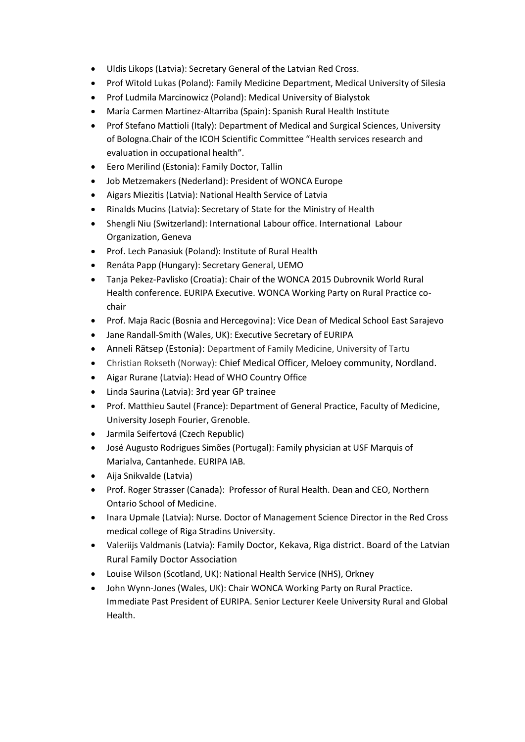- Uldis Likops (Latvia): Secretary General of the Latvian Red Cross.
- Prof Witold Lukas (Poland): Family Medicine Department, Medical University of Silesia
- Prof Ludmila Marcinowicz (Poland): Medical University of Bialystok
- María Carmen Martinez-Altarriba (Spain): Spanish Rural Health Institute
- Prof Stefano Mattioli (Italy): Department of Medical and Surgical Sciences, University of Bologna.Chair of the ICOH Scientific Committee "Health services research and evaluation in occupational health".
- Eero Merilind (Estonia): Family Doctor, Tallin
- Job Metzemakers (Nederland): President of WONCA Europe
- Aigars Miezitis (Latvia): National Health Service of Latvia
- Rinalds Mucins (Latvia): Secretary of State for the Ministry of Health
- Shengli Niu (Switzerland): International Labour office. International Labour Organization, Geneva
- Prof. Lech Panasiuk (Poland): Institute of Rural Health
- Renáta Papp (Hungary): Secretary General, UEMO
- Tanja Pekez-Pavlisko (Croatia): Chair of the WONCA 2015 Dubrovnik World Rural Health conference. EURIPA Executive. WONCA Working Party on Rural Practice co-chair
- Prof. Maja Racic (Bosnia and Hercegovina): Vice Dean of Medical School East Sarajevo
- Jane Randall-Smith (Wales, UK): Executive Secretary of EURIPA
- Anneli Rätsep (Estonia): Department of Family Medicine, University of Tartu
- Christian Rokseth (Norway): Chief Medical Officer, Meloey community, Nordland.
- Aigar Rurane (Latvia): Head of WHO Country Office
- Linda Saurina (Latvia): 3rd year GP trainee
- Prof. Matthieu Sautel (France): Department of General Practice, Faculty of Medicine, University Joseph Fourier, Grenoble.
- Jarmila Seifertová (Czech Republic)
- José Augusto Rodrigues Simões (Portugal): Family physician at USF Marquis of Marialva, Cantanhede. EURIPA IAB.
- Aija Snikvalde (Latvia)
- Prof. Roger Strasser (Canada): Professor of Rural Health. Dean and CEO, Northern Ontario School of Medicine.
- Inara Upmale (Latvia): Nurse. Doctor of Management Science Director in the Red Cross medical college of Riga Stradins University.
- Valeriijs Valdmanis (Latvia): Family Doctor, Kekava, Riga district. Board of the Latvian Rural Family Doctor Association
- Louise Wilson (Scotland, UK): National Health Service (NHS), Orkney
- John Wynn-Jones (Wales, UK): Chair WONCA Working Party on Rural Practice. Immediate Past President of EURIPA. Senior Lecturer Keele University Rural and Global Health.